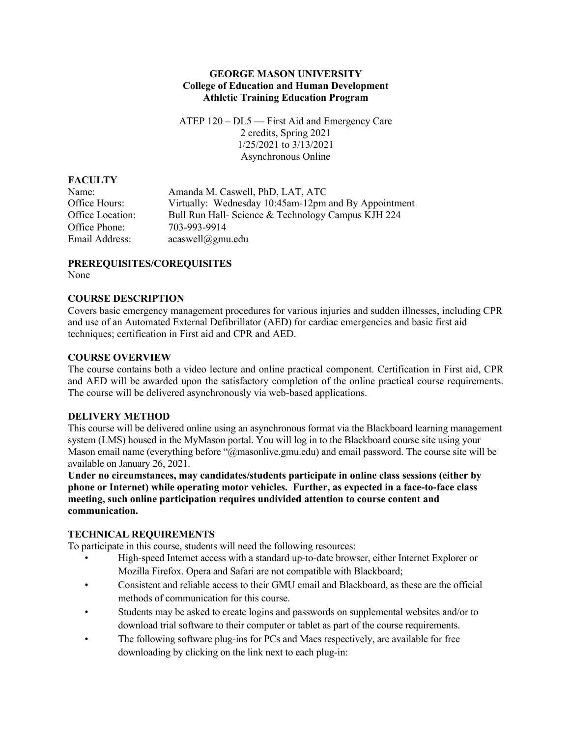# GEORGE MASON UNIVERSITY
## College of Education and Human Development
## Athletic Training Education Program

ATEP 120 – DL5 — First Aid and Emergency Care
2 credits, Spring 2021
1/25/2021 to 3/13/2021
Asynchronous Online

## FACULTY

| | |
|---|---|
| Name: | Amanda M. Caswell, PhD, LAT, ATC |
| Office Hours: | Virtually: Wednesday 10:45am-12pm and By Appointment |
| Office Location: | Bull Run Hall- Science & Technology Campus KJH 224 |
| Office Phone: | 703-993-9914 |
| Email Address: | acaswell@gmu.edu |

## PREREQUISITES/COREQUISITES

None

## COURSE DESCRIPTION

Covers basic emergency management procedures for various injuries and sudden illnesses, including CPR and use of an Automated External Defibrillator (AED) for cardiac emergencies and basic first aid techniques; certification in First aid and CPR and AED.

## COURSE OVERVIEW

The course contains both a video lecture and online practical component. Certification in First aid, CPR and AED will be awarded upon the satisfactory completion of the online practical course requirements. The course will be delivered asynchronously via web-based applications.

## DELIVERY METHOD

This course will be delivered online using an asynchronous format via the Blackboard learning management system (LMS) housed in the MyMason portal. You will log in to the Blackboard course site using your Mason email name (everything before "@masonlive.gmu.edu) and email password. The course site will be available on January 26, 2021.

**Under no circumstances, may candidates/students participate in online class sessions (either by phone or Internet) while operating motor vehicles. Further, as expected in a face-to-face class meeting, such online participation requires undivided attention to course content and communication.**

## TECHNICAL REQUIREMENTS

To participate in this course, students will need the following resources:

- High-speed Internet access with a standard up-to-date browser, either Internet Explorer or Mozilla Firefox. Opera and Safari are not compatible with Blackboard;
- Consistent and reliable access to their GMU email and Blackboard, as these are the official methods of communication for this course.
- Students may be asked to create logins and passwords on supplemental websites and/or to download trial software to their computer or tablet as part of the course requirements.
- The following software plug-ins for PCs and Macs respectively, are available for free downloading by clicking on the link next to each plug-in: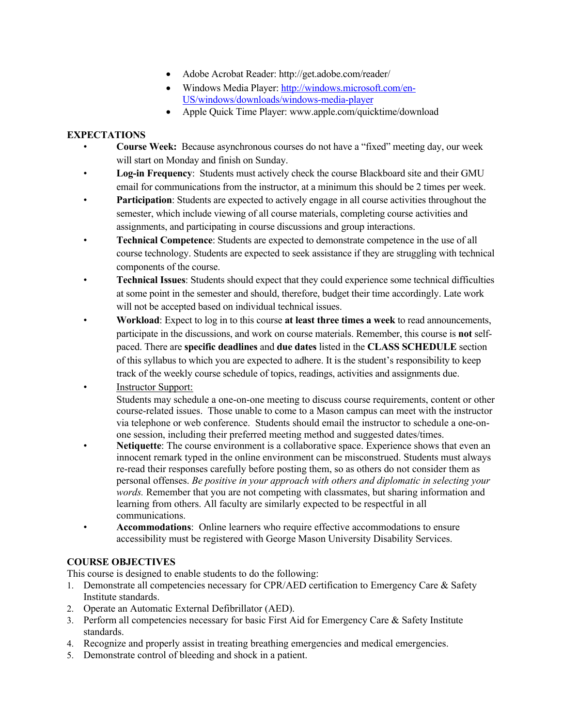- Adobe Acrobat Reader: http://get.adobe.com/reader/
- Windows Media Player: http://windows.microsoft.com/en-US/windows/downloads/windows-media-player
- Apple Quick Time Player: www.apple.com/quicktime/download

## EXPECTATIONS

- **Course Week:** Because asynchronous courses do not have a "fixed" meeting day, our week will start on Monday and finish on Sunday.
- **Log-in Frequency**: Students must actively check the course Blackboard site and their GMU email for communications from the instructor, at a minimum this should be 2 times per week.
- **Participation**: Students are expected to actively engage in all course activities throughout the semester, which include viewing of all course materials, completing course activities and assignments, and participating in course discussions and group interactions.
- **Technical Competence**: Students are expected to demonstrate competence in the use of all course technology. Students are expected to seek assistance if they are struggling with technical components of the course.
- **Technical Issues**: Students should expect that they could experience some technical difficulties at some point in the semester and should, therefore, budget their time accordingly. Late work will not be accepted based on individual technical issues.
- **Workload**: Expect to log in to this course **at least three times a week** to read announcements, participate in the discussions, and work on course materials. Remember, this course is **not** self-paced. There are **specific deadlines** and **due dates** listed in the **CLASS SCHEDULE** section of this syllabus to which you are expected to adhere. It is the student's responsibility to keep track of the weekly course schedule of topics, readings, activities and assignments due.
- Instructor Support:
  Students may schedule a one-on-one meeting to discuss course requirements, content or other course-related issues. Those unable to come to a Mason campus can meet with the instructor via telephone or web conference. Students should email the instructor to schedule a one-on-one session, including their preferred meeting method and suggested dates/times.
- **Netiquette**: The course environment is a collaborative space. Experience shows that even an innocent remark typed in the online environment can be misconstrued. Students must always re-read their responses carefully before posting them, so as others do not consider them as personal offenses. *Be positive in your approach with others and diplomatic in selecting your words.* Remember that you are not competing with classmates, but sharing information and learning from others. All faculty are similarly expected to be respectful in all communications.
- **Accommodations**: Online learners who require effective accommodations to ensure accessibility must be registered with George Mason University Disability Services.

## COURSE OBJECTIVES

This course is designed to enable students to do the following:

1. Demonstrate all competencies necessary for CPR/AED certification to Emergency Care & Safety Institute standards.
2. Operate an Automatic External Defibrillator (AED).
3. Perform all competencies necessary for basic First Aid for Emergency Care & Safety Institute standards.
4. Recognize and properly assist in treating breathing emergencies and medical emergencies.
5. Demonstrate control of bleeding and shock in a patient.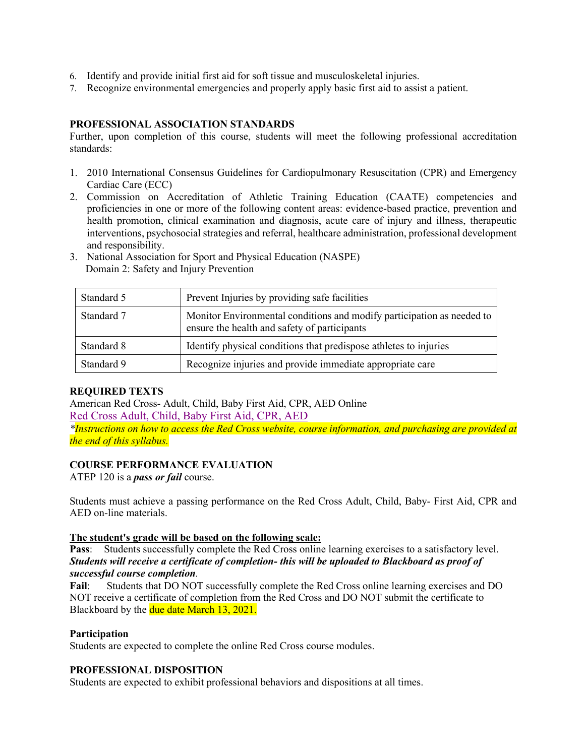6. Identify and provide initial first aid for soft tissue and musculoskeletal injuries.
7. Recognize environmental emergencies and properly apply basic first aid to assist a patient.

**PROFESSIONAL ASSOCIATION STANDARDS**

Further, upon completion of this course, students will meet the following professional accreditation standards:

1. 2010 International Consensus Guidelines for Cardiopulmonary Resuscitation (CPR) and Emergency Cardiac Care (ECC)
2. Commission on Accreditation of Athletic Training Education (CAATE) competencies and proficiencies in one or more of the following content areas: evidence-based practice, prevention and health promotion, clinical examination and diagnosis, acute care of injury and illness, therapeutic interventions, psychosocial strategies and referral, healthcare administration, professional development and responsibility.
3. National Association for Sport and Physical Education (NASPE)
   Domain 2: Safety and Injury Prevention

| | |
|---|---|
| Standard 5 | Prevent Injuries by providing safe facilities |
| Standard 7 | Monitor Environmental conditions and modify participation as needed to ensure the health and safety of participants |
| Standard 8 | Identify physical conditions that predispose athletes to injuries |
| Standard 9 | Recognize injuries and provide immediate appropriate care |

**REQUIRED TEXTS**

American Red Cross- Adult, Child, Baby First Aid, CPR, AED Online

Red Cross Adult, Child, Baby First Aid, CPR, AED

*\*Instructions on how to access the Red Cross website, course information, and purchasing are provided at the end of this syllabus.*

**COURSE PERFORMANCE EVALUATION**

ATEP 120 is a ***pass or fail*** course.

Students must achieve a passing performance on the Red Cross Adult, Child, Baby- First Aid, CPR and AED on-line materials.

**The student's grade will be based on the following scale:**

**Pass**: Students successfully complete the Red Cross online learning exercises to a satisfactory level. ***Students will receive a certificate of completion- this will be uploaded to Blackboard as proof of successful course completion***.

**Fail**: Students that DO NOT successfully complete the Red Cross online learning exercises and DO NOT receive a certificate of completion from the Red Cross and DO NOT submit the certificate to Blackboard by the due date March 13, 2021.

**Participation**

Students are expected to complete the online Red Cross course modules.

**PROFESSIONAL DISPOSITION**

Students are expected to exhibit professional behaviors and dispositions at all times.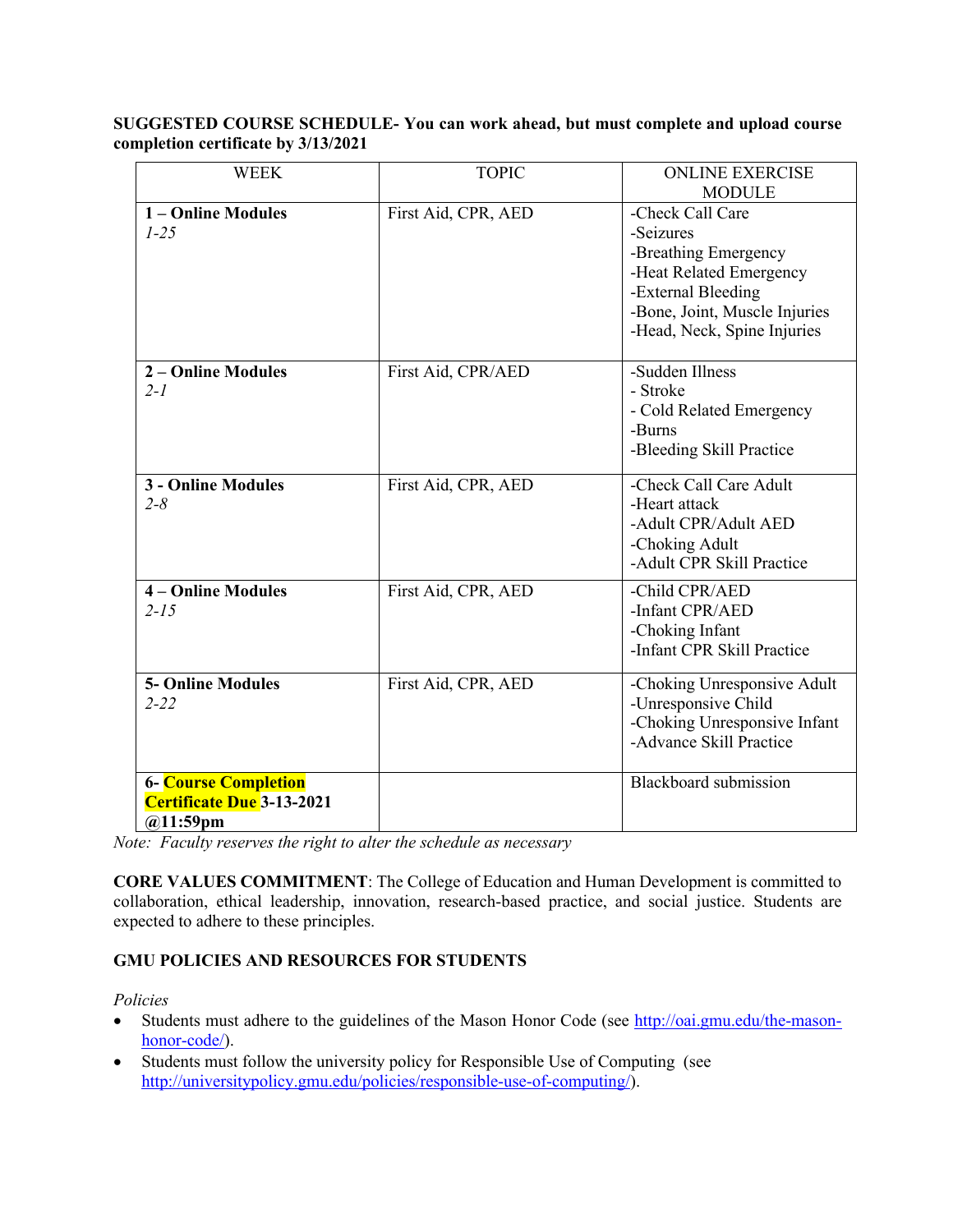**SUGGESTED COURSE SCHEDULE- You can work ahead, but must complete and upload course completion certificate by 3/13/2021**

| WEEK | TOPIC | ONLINE EXERCISE MODULE |
|---|---|---|
| **1 – Online Modules** *1-25* | First Aid, CPR, AED | -Check Call Care<br>-Seizures<br>-Breathing Emergency<br>-Heat Related Emergency<br>-External Bleeding<br>-Bone, Joint, Muscle Injuries<br>-Head, Neck, Spine Injuries |
| **2 – Online Modules** *2-1* | First Aid, CPR/AED | -Sudden Illness<br>- Stroke<br>- Cold Related Emergency<br>-Burns<br>-Bleeding Skill Practice |
| **3 - Online Modules** *2-8* | First Aid, CPR, AED | -Check Call Care Adult<br>-Heart attack<br>-Adult CPR/Adult AED<br>-Choking Adult<br>-Adult CPR Skill Practice |
| **4 – Online Modules** *2-15* | First Aid, CPR, AED | -Child CPR/AED<br>-Infant CPR/AED<br>-Choking Infant<br>-Infant CPR Skill Practice |
| **5- Online Modules** *2-22* | First Aid, CPR, AED | -Choking Unresponsive Adult<br>-Unresponsive Child<br>-Choking Unresponsive Infant<br>-Advance Skill Practice |
| **6- Course Completion Certificate Due 3-13-2021 @11:59pm** | | Blackboard submission |

*Note: Faculty reserves the right to alter the schedule as necessary*

**CORE VALUES COMMITMENT**: The College of Education and Human Development is committed to collaboration, ethical leadership, innovation, research-based practice, and social justice. Students are expected to adhere to these principles.

**GMU POLICIES AND RESOURCES FOR STUDENTS**

*Policies*

- Students must adhere to the guidelines of the Mason Honor Code (see http://oai.gmu.edu/the-mason-honor-code/).
- Students must follow the university policy for Responsible Use of Computing (see http://universitypolicy.gmu.edu/policies/responsible-use-of-computing/).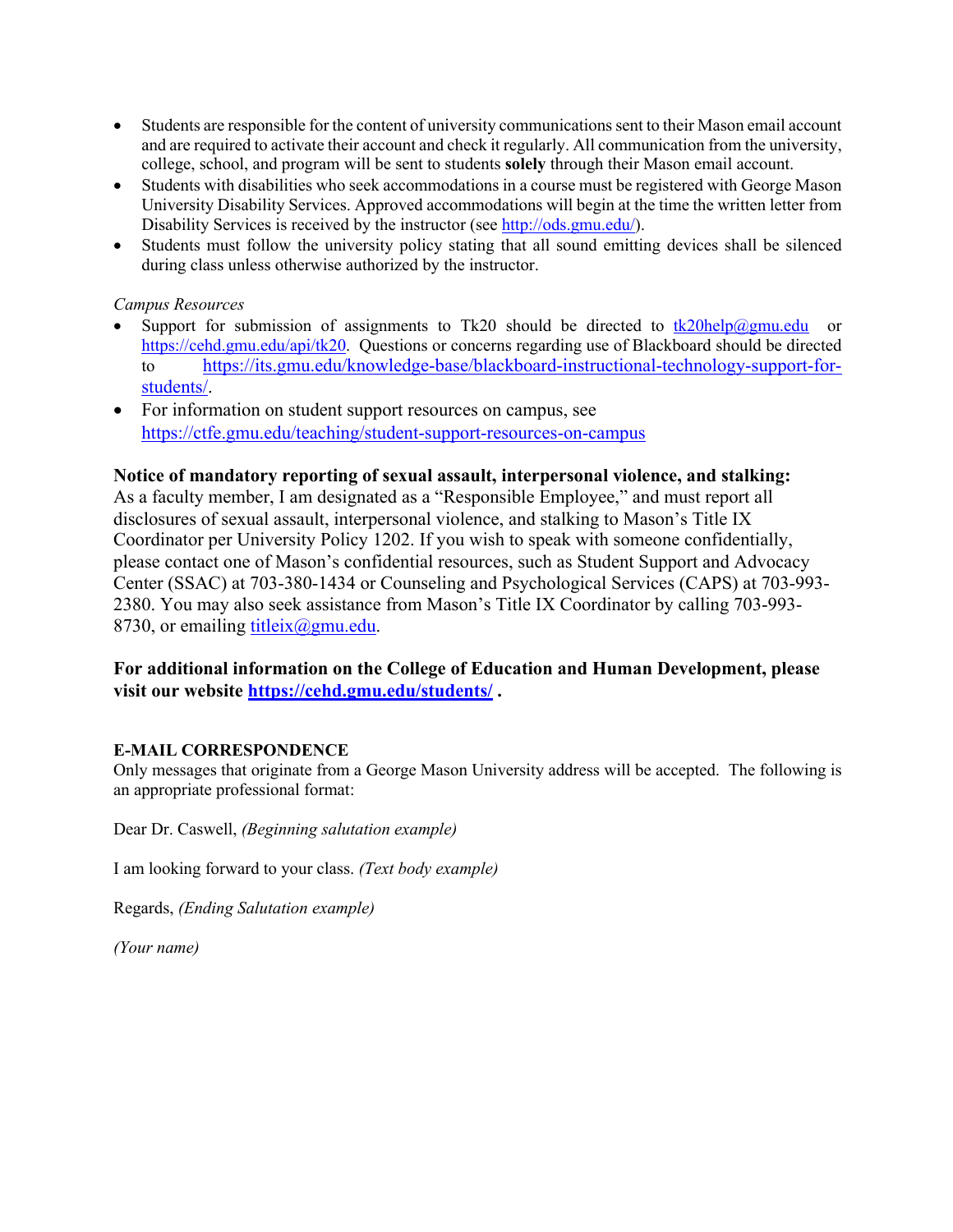- Students are responsible for the content of university communications sent to their Mason email account and are required to activate their account and check it regularly. All communication from the university, college, school, and program will be sent to students **solely** through their Mason email account.
- Students with disabilities who seek accommodations in a course must be registered with George Mason University Disability Services. Approved accommodations will begin at the time the written letter from Disability Services is received by the instructor (see http://ods.gmu.edu/).
- Students must follow the university policy stating that all sound emitting devices shall be silenced during class unless otherwise authorized by the instructor.

*Campus Resources*

- Support for submission of assignments to Tk20 should be directed to tk20help@gmu.edu or https://cehd.gmu.edu/api/tk20. Questions or concerns regarding use of Blackboard should be directed to https://its.gmu.edu/knowledge-base/blackboard-instructional-technology-support-for-students/.
- For information on student support resources on campus, see https://ctfe.gmu.edu/teaching/student-support-resources-on-campus

**Notice of mandatory reporting of sexual assault, interpersonal violence, and stalking:**
As a faculty member, I am designated as a "Responsible Employee," and must report all disclosures of sexual assault, interpersonal violence, and stalking to Mason's Title IX Coordinator per University Policy 1202. If you wish to speak with someone confidentially, please contact one of Mason's confidential resources, such as Student Support and Advocacy Center (SSAC) at 703-380-1434 or Counseling and Psychological Services (CAPS) at 703-993-2380. You may also seek assistance from Mason's Title IX Coordinator by calling 703-993-8730, or emailing titleix@gmu.edu.

**For additional information on the College of Education and Human Development, please visit our website https://cehd.gmu.edu/students/ .**

**E-MAIL CORRESPONDENCE**
Only messages that originate from a George Mason University address will be accepted. The following is an appropriate professional format:

Dear Dr. Caswell, *(Beginning salutation example)*

I am looking forward to your class. *(Text body example)*

Regards, *(Ending Salutation example)*

*(Your name)*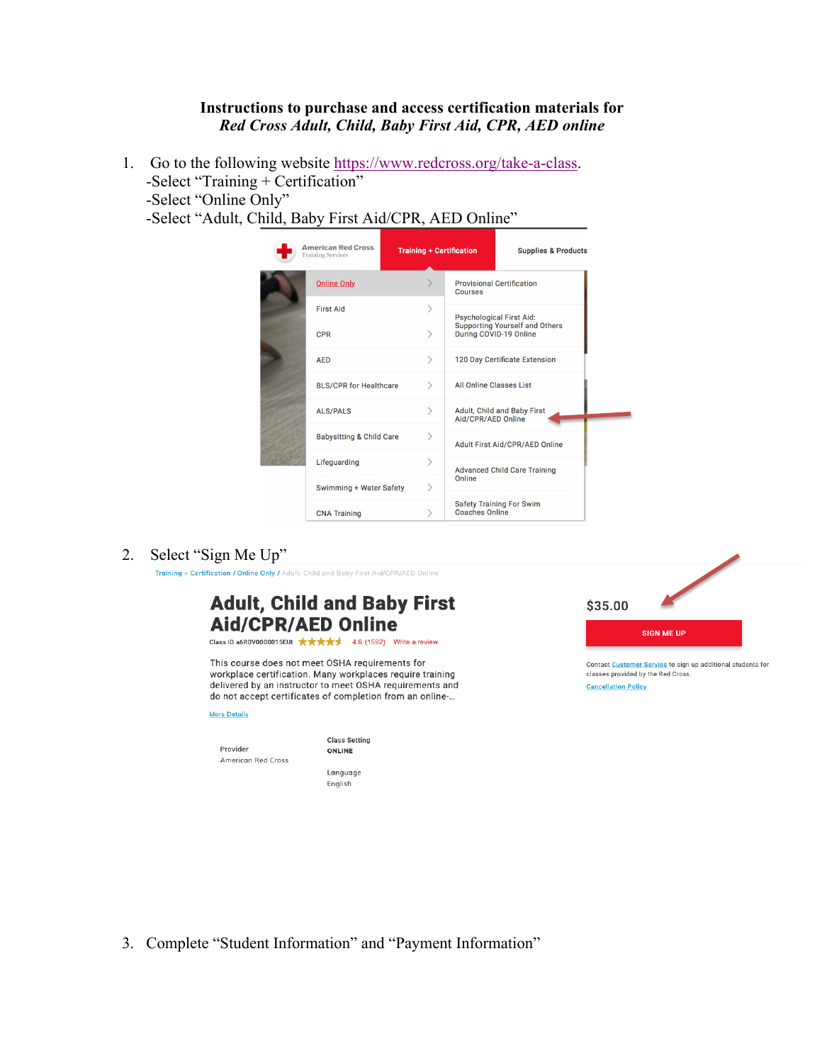**Instructions to purchase and access certification materials for**
***Red Cross Adult, Child, Baby First Aid, CPR, AED online***

1. Go to the following website https://www.redcross.org/take-a-class.
   -Select "Training + Certification"
   -Select "Online Only"
   -Select "Adult, Child, Baby First Aid/CPR, AED Online"

American Red Cross
Training Services
Training + Certification
Supplies & Products

Online Only
First Aid
CPR
AED
BLS/CPR for Healthcare
ALS/PALS
Babysitting & Child Care
Lifeguarding
Swimming + Water Safety
CNA Training

Provisional Certification Courses
Psychological First Aid: Supporting Yourself and Others During COVID-19 Online
120 Day Certificate Extension
All Online Classes List
Adult, Child and Baby First Aid/CPR/AED Online
Adult First Aid/CPR/AED Online
Advanced Child Care Training Online
Safety Training For Swim Coaches Online

2. Select "Sign Me Up"

Training + Certification / Online Only / Adult, Child and Baby First Aid/CPR/AED Online

Adult, Child and Baby First Aid/CPR/AED Online
Class ID a6R0V0000015EUt 4.6 (1592) Write a review

This course does not meet OSHA requirements for workplace certification. Many workplaces require training delivered by an instructor to meet OSHA requirements and do not accept certificates of completion from an online-...

More Details

Provider
American Red Cross

Class Setting
ONLINE

Language
English

$35.00

SIGN ME UP

Contact Customer Service to sign up additional students for classes provided by the Red Cross.

Cancellation Policy

3. Complete "Student Information" and "Payment Information"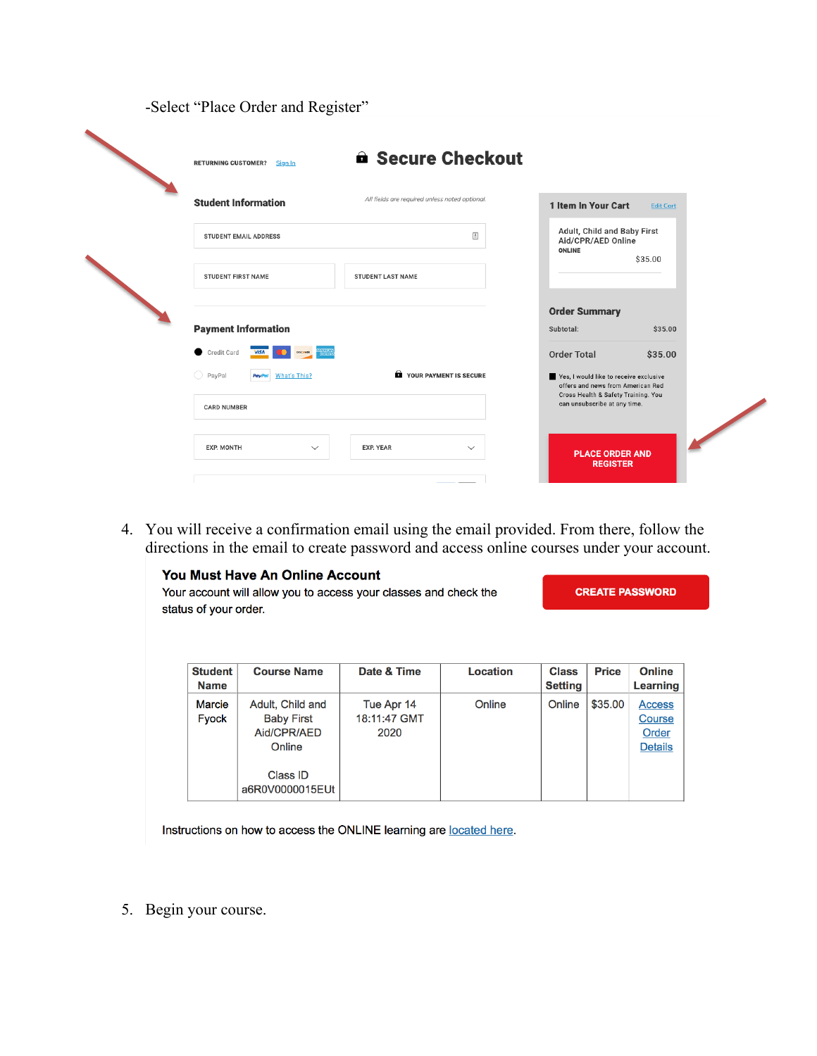-Select "Place Order and Register"

RETURNING CUSTOMER? Sign In

**Secure Checkout**

**Student Information**

*All fields are required unless noted optional.*

STUDENT EMAIL ADDRESS

STUDENT FIRST NAME

STUDENT LAST NAME

**Payment Information**

Credit Card

PayPal What's This?

YOUR PAYMENT IS SECURE

CARD NUMBER

EXP. MONTH

EXP. YEAR

**1 Item In Your Cart** Edit Cart

Adult, Child and Baby First Aid/CPR/AED Online
ONLINE
$35.00

**Order Summary**

Subtotal: $35.00

Order Total $35.00

Yes, I would like to receive exclusive offers and news from American Red Cross Health & Safety Training. You can unsubscribe at any time.

PLACE ORDER AND REGISTER

4. You will receive a confirmation email using the email provided. From there, follow the directions in the email to create password and access online courses under your account.

**You Must Have An Online Account**

Your account will allow you to access your classes and check the status of your order.

CREATE PASSWORD

| Student Name | Course Name | Date & Time | Location | Class Setting | Price | Online Learning |
|---|---|---|---|---|---|---|
| Marcie Fyock | Adult, Child and Baby First Aid/CPR/AED Online<br><br>Class ID a6R0V0000015EUt | Tue Apr 14 18:11:47 GMT 2020 | Online | Online | $35.00 | Access Course Order Details |

Instructions on how to access the ONLINE learning are located here.

5. Begin your course.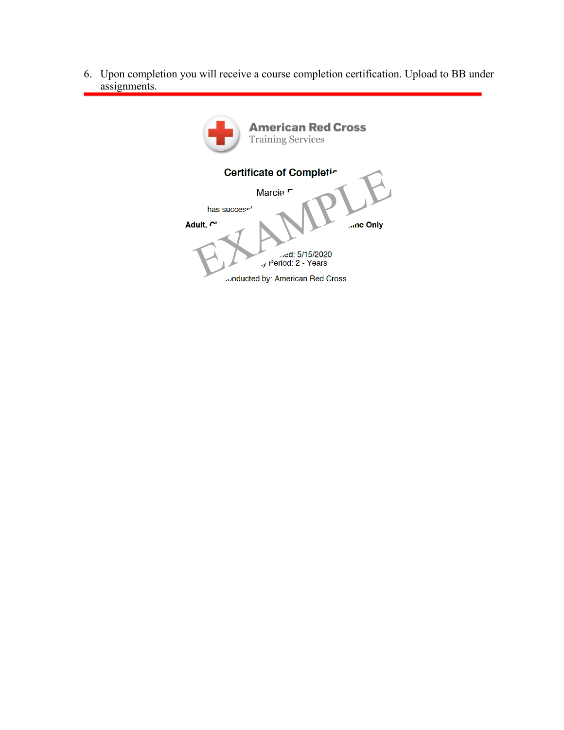6. Upon completion you will receive a course completion certification. Upload to BB under assignments.

American Red Cross
Training Services

Certificate of Completi

Marcie

has success

Adult, C ... ine Only

EXAMPLE

ed: 5/15/2020
y Period: 2 - Years

onducted by: American Red Cross